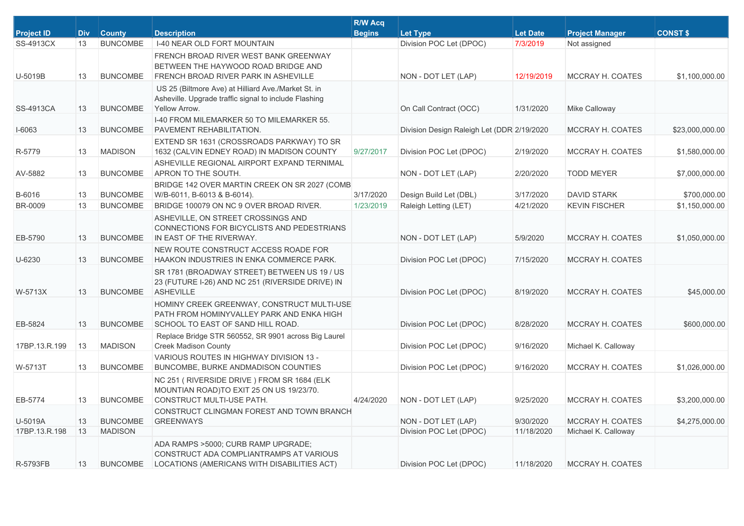| Project ID | Div | County | Description | R/W Acq Begins | Let Type | Let Date | Project Manager | CONST $ |
|---|---|---|---|---|---|---|---|---|
| SS-4913CX | 13 | BUNCOMBE | I-40 NEAR OLD FORT MOUNTAIN | | Division POC Let (DPOC) | 7/3/2019 | Not assigned | |
| U-5019B | 13 | BUNCOMBE | FRENCH BROAD RIVER WEST BANK GREENWAY BETWEEN THE HAYWOOD ROAD BRIDGE AND FRENCH BROAD RIVER PARK IN ASHEVILLE | | NON - DOT LET (LAP) | 12/19/2019 | MCCRAY H. COATES | $1,100,000.00 |
| SS-4913CA | 13 | BUNCOMBE | US 25 (Biltmore Ave) at Hilliard Ave./Market St. in Asheville. Upgrade traffic signal to include Flashing Yellow Arrow. | | On Call Contract (OCC) | 1/31/2020 | Mike Calloway | |
| I-6063 | 13 | BUNCOMBE | I-40 FROM MILEMARKER 50 TO MILEMARKER 55. PAVEMENT REHABILITATION. | | Division Design Raleigh Let (DDR | 2/19/2020 | MCCRAY H. COATES | $23,000,000.00 |
| R-5779 | 13 | MADISON | EXTEND SR 1631 (CROSSROADS PARKWAY) TO SR 1632 (CALVIN EDNEY ROAD) IN MADISON COUNTY | 9/27/2017 | Division POC Let (DPOC) | 2/19/2020 | MCCRAY H. COATES | $1,580,000.00 |
| AV-5882 | 13 | BUNCOMBE | ASHEVILLE REGIONAL AIRPORT EXPAND TERNIMAL APRON TO THE SOUTH. | | NON - DOT LET (LAP) | 2/20/2020 | TODD MEYER | $7,000,000.00 |
| B-6016 | 13 | BUNCOMBE | BRIDGE 142 OVER MARTIN CREEK ON SR 2027 (COMB W/B-6011, B-6013 & B-6014). | 3/17/2020 | Design Build Let (DBL) | 3/17/2020 | DAVID STARK | $700,000.00 |
| BR-0009 | 13 | BUNCOMBE | BRIDGE 100079 ON NC 9 OVER BROAD RIVER. | 1/23/2019 | Raleigh Letting (LET) | 4/21/2020 | KEVIN FISCHER | $1,150,000.00 |
| EB-5790 | 13 | BUNCOMBE | ASHEVILLE, ON STREET CROSSINGS AND CONNECTIONS FOR BICYCLISTS AND PEDESTRIANS IN EAST OF THE RIVERWAY. | | NON - DOT LET (LAP) | 5/9/2020 | MCCRAY H. COATES | $1,050,000.00 |
| U-6230 | 13 | BUNCOMBE | NEW ROUTE CONSTRUCT ACCESS ROADE FOR HAAKON INDUSTRIES IN ENKA COMMERCE PARK. | | Division POC Let (DPOC) | 7/15/2020 | MCCRAY H. COATES | |
| W-5713X | 13 | BUNCOMBE | SR 1781 (BROADWAY STREET) BETWEEN US 19 / US 23 (FUTURE I-26) AND NC 251 (RIVERSIDE DRIVE) IN ASHEVILLE | | Division POC Let (DPOC) | 8/19/2020 | MCCRAY H. COATES | $45,000.00 |
| EB-5824 | 13 | BUNCOMBE | HOMINY CREEK GREENWAY, CONSTRUCT MULTI-USE PATH FROM HOMINYVALLEY PARK AND ENKA HIGH SCHOOL TO EAST OF SAND HILL ROAD. | | Division POC Let (DPOC) | 8/28/2020 | MCCRAY H. COATES | $600,000.00 |
| 17BP.13.R.199 | 13 | MADISON | Replace Bridge STR 560552, SR 9901 across Big Laurel Creek Madison County | | Division POC Let (DPOC) | 9/16/2020 | Michael K. Calloway | |
| W-5713T | 13 | BUNCOMBE | VARIOUS ROUTES IN HIGHWAY DIVISION 13 - BUNCOMBE, BURKE ANDMADISON COUNTIES | | Division POC Let (DPOC) | 9/16/2020 | MCCRAY H. COATES | $1,026,000.00 |
| EB-5774 | 13 | BUNCOMBE | NC 251 ( RIVERSIDE DRIVE ) FROM SR 1684 (ELK MOUNTIAN ROAD)TO EXIT 25 ON US 19/23/70. CONSTRUCT MULTI-USE PATH. | 4/24/2020 | NON - DOT LET (LAP) | 9/25/2020 | MCCRAY H. COATES | $3,200,000.00 |
| U-5019A | 13 | BUNCOMBE | CONSTRUCT CLINGMAN FOREST AND TOWN BRANCH GREENWAYS | | NON - DOT LET (LAP) | 9/30/2020 | MCCRAY H. COATES | $4,275,000.00 |
| 17BP.13.R.198 | 13 | MADISON | | | Division POC Let (DPOC) | 11/18/2020 | Michael K. Calloway | |
| R-5793FB | 13 | BUNCOMBE | ADA RAMPS >5000; CURB RAMP UPGRADE; CONSTRUCT ADA COMPLIANTRAMPS AT VARIOUS LOCATIONS (AMERICANS WITH DISABILITIES ACT) | | Division POC Let (DPOC) | 11/18/2020 | MCCRAY H. COATES | |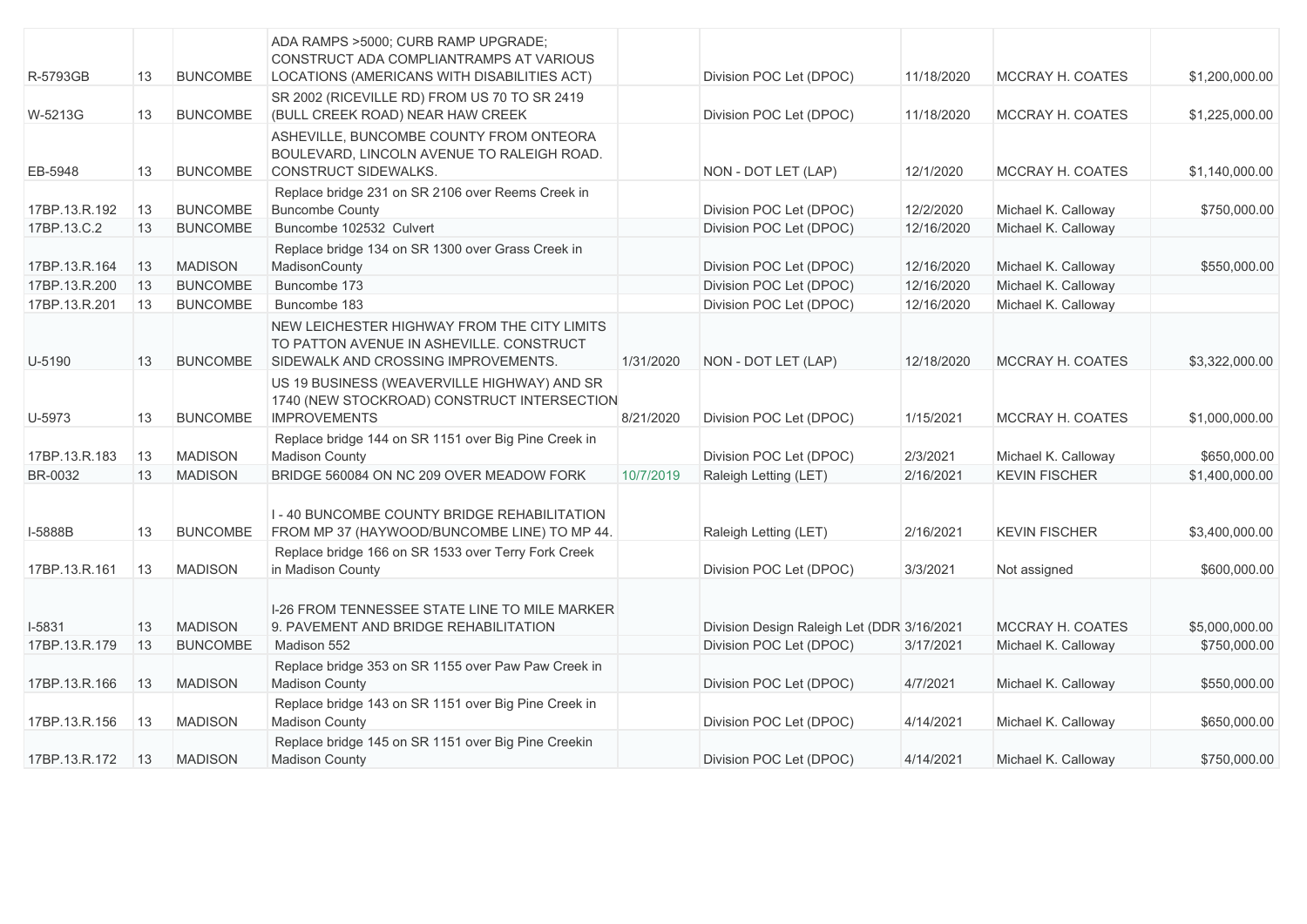| | | | | | | | | |
|---|---|---|---|---|---|---|---|---|
| R-5793GB | 13 | BUNCOMBE | ADA RAMPS >5000; CURB RAMP UPGRADE; CONSTRUCT ADA COMPLIANTRAMPS AT VARIOUS LOCATIONS (AMERICANS WITH DISABILITIES ACT) | | Division POC Let (DPOC) | 11/18/2020 | MCCRAY H. COATES | $1,200,000.00 |
| W-5213G | 13 | BUNCOMBE | SR 2002 (RICEVILLE RD) FROM US 70 TO SR 2419 (BULL CREEK ROAD) NEAR HAW CREEK | | Division POC Let (DPOC) | 11/18/2020 | MCCRAY H. COATES | $1,225,000.00 |
| EB-5948 | 13 | BUNCOMBE | ASHEVILLE, BUNCOMBE COUNTY FROM ONTEORA BOULEVARD, LINCOLN AVENUE TO RALEIGH ROAD. CONSTRUCT SIDEWALKS. | | NON - DOT LET (LAP) | 12/1/2020 | MCCRAY H. COATES | $1,140,000.00 |
| 17BP.13.R.192 | 13 | BUNCOMBE | Replace bridge 231 on SR 2106 over Reems Creek in Buncombe County | | Division POC Let (DPOC) | 12/2/2020 | Michael K. Calloway | $750,000.00 |
| 17BP.13.C.2 | 13 | BUNCOMBE | Buncombe 102532 Culvert | | Division POC Let (DPOC) | 12/16/2020 | Michael K. Calloway | |
| 17BP.13.R.164 | 13 | MADISON | Replace bridge 134 on SR 1300 over Grass Creek in MadisonCounty | | Division POC Let (DPOC) | 12/16/2020 | Michael K. Calloway | $550,000.00 |
| 17BP.13.R.200 | 13 | BUNCOMBE | Buncombe 173 | | Division POC Let (DPOC) | 12/16/2020 | Michael K. Calloway | |
| 17BP.13.R.201 | 13 | BUNCOMBE | Buncombe 183 | | Division POC Let (DPOC) | 12/16/2020 | Michael K. Calloway | |
| U-5190 | 13 | BUNCOMBE | NEW LEICHESTER HIGHWAY FROM THE CITY LIMITS TO PATTON AVENUE IN ASHEVILLE. CONSTRUCT SIDEWALK AND CROSSING IMPROVEMENTS. | 1/31/2020 | NON - DOT LET (LAP) | 12/18/2020 | MCCRAY H. COATES | $3,322,000.00 |
| U-5973 | 13 | BUNCOMBE | US 19 BUSINESS (WEAVERVILLE HIGHWAY) AND SR 1740 (NEW STOCKROAD) CONSTRUCT INTERSECTION IMPROVEMENTS | 8/21/2020 | Division POC Let (DPOC) | 1/15/2021 | MCCRAY H. COATES | $1,000,000.00 |
| 17BP.13.R.183 | 13 | MADISON | Replace bridge 144 on SR 1151 over Big Pine Creek in Madison County | | Division POC Let (DPOC) | 2/3/2021 | Michael K. Calloway | $650,000.00 |
| BR-0032 | 13 | MADISON | BRIDGE 560084 ON NC 209 OVER MEADOW FORK | 10/7/2019 | Raleigh Letting (LET) | 2/16/2021 | KEVIN FISCHER | $1,400,000.00 |
| I-5888B | 13 | BUNCOMBE | I - 40 BUNCOMBE COUNTY BRIDGE REHABILITATION FROM MP 37 (HAYWOOD/BUNCOMBE LINE) TO MP 44. | | Raleigh Letting (LET) | 2/16/2021 | KEVIN FISCHER | $3,400,000.00 |
| 17BP.13.R.161 | 13 | MADISON | Replace bridge 166 on SR 1533 over Terry Fork Creek in Madison County | | Division POC Let (DPOC) | 3/3/2021 | Not assigned | $600,000.00 |
| I-5831 | 13 | MADISON | I-26 FROM TENNESSEE STATE LINE TO MILE MARKER 9. PAVEMENT AND BRIDGE REHABILITATION | | Division Design Raleigh Let (DDR | 3/16/2021 | MCCRAY H. COATES | $5,000,000.00 |
| 17BP.13.R.179 | 13 | BUNCOMBE | Madison 552 | | Division POC Let (DPOC) | 3/17/2021 | Michael K. Calloway | $750,000.00 |
| 17BP.13.R.166 | 13 | MADISON | Replace bridge 353 on SR 1155 over Paw Paw Creek in Madison County | | Division POC Let (DPOC) | 4/7/2021 | Michael K. Calloway | $550,000.00 |
| 17BP.13.R.156 | 13 | MADISON | Replace bridge 143 on SR 1151 over Big Pine Creek in Madison County | | Division POC Let (DPOC) | 4/14/2021 | Michael K. Calloway | $650,000.00 |
| 17BP.13.R.172 | 13 | MADISON | Replace bridge 145 on SR 1151 over Big Pine Creekin Madison County | | Division POC Let (DPOC) | 4/14/2021 | Michael K. Calloway | $750,000.00 |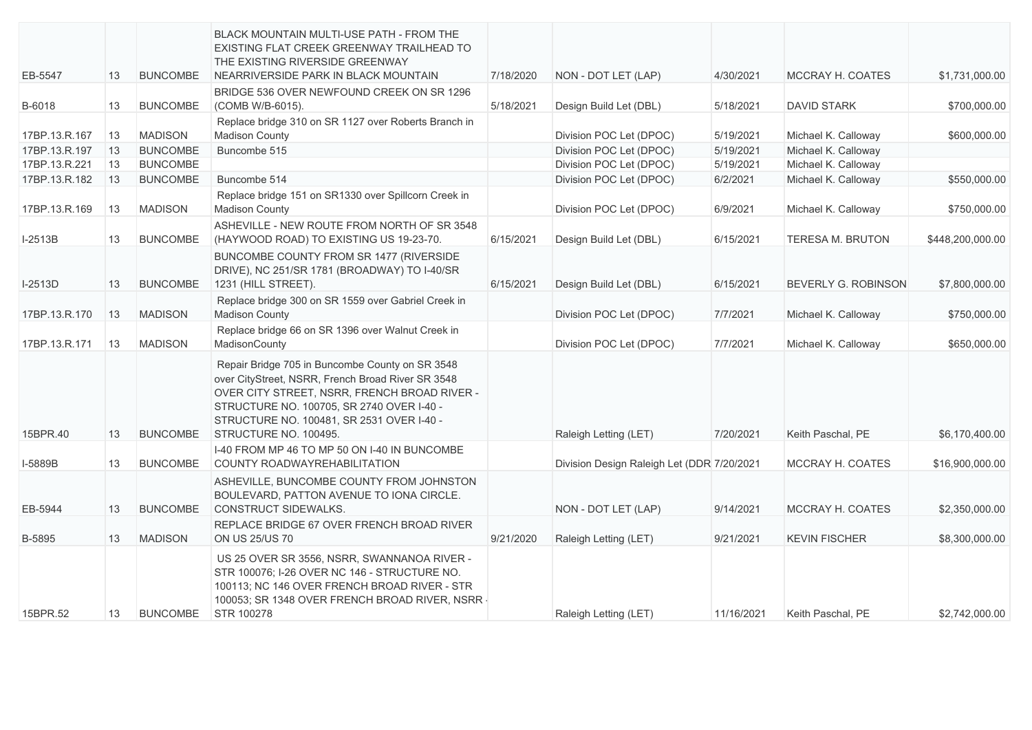| | | | | | | | | |
|---|---|---|---|---|---|---|---|---|
| EB-5547 | 13 | BUNCOMBE | BLACK MOUNTAIN MULTI-USE PATH - FROM THE EXISTING FLAT CREEK GREENWAY TRAILHEAD TO THE EXISTING RIVERSIDE GREENWAY NEARRIVERSIDE PARK IN BLACK MOUNTAIN | 7/18/2020 | NON - DOT LET (LAP) | 4/30/2021 | MCCRAY H. COATES | $1,731,000.00 |
| B-6018 | 13 | BUNCOMBE | BRIDGE 536 OVER NEWFOUND CREEK ON SR 1296 (COMB W/B-6015). | 5/18/2021 | Design Build Let (DBL) | 5/18/2021 | DAVID STARK | $700,000.00 |
| 17BP.13.R.167 | 13 | MADISON | Replace bridge 310 on SR 1127 over Roberts Branch in Madison County | | Division POC Let (DPOC) | 5/19/2021 | Michael K. Calloway | $600,000.00 |
| 17BP.13.R.197 | 13 | BUNCOMBE | Buncombe 515 | | Division POC Let (DPOC) | 5/19/2021 | Michael K. Calloway | |
| 17BP.13.R.221 | 13 | BUNCOMBE | | | Division POC Let (DPOC) | 5/19/2021 | Michael K. Calloway | |
| 17BP.13.R.182 | 13 | BUNCOMBE | Buncombe 514 | | Division POC Let (DPOC) | 6/2/2021 | Michael K. Calloway | $550,000.00 |
| 17BP.13.R.169 | 13 | MADISON | Replace bridge 151 on SR1330 over Spillcorn Creek in Madison County | | Division POC Let (DPOC) | 6/9/2021 | Michael K. Calloway | $750,000.00 |
| I-2513B | 13 | BUNCOMBE | ASHEVILLE - NEW ROUTE FROM NORTH OF SR 3548 (HAYWOOD ROAD) TO EXISTING US 19-23-70. | 6/15/2021 | Design Build Let (DBL) | 6/15/2021 | TERESA M. BRUTON | $448,200,000.00 |
| I-2513D | 13 | BUNCOMBE | BUNCOMBE COUNTY FROM SR 1477 (RIVERSIDE DRIVE), NC 251/SR 1781 (BROADWAY) TO I-40/SR 1231 (HILL STREET). | 6/15/2021 | Design Build Let (DBL) | 6/15/2021 | BEVERLY G. ROBINSON | $7,800,000.00 |
| 17BP.13.R.170 | 13 | MADISON | Replace bridge 300 on SR 1559 over Gabriel Creek in Madison County | | Division POC Let (DPOC) | 7/7/2021 | Michael K. Calloway | $750,000.00 |
| 17BP.13.R.171 | 13 | MADISON | Replace bridge 66 on SR 1396 over Walnut Creek in MadisonCounty | | Division POC Let (DPOC) | 7/7/2021 | Michael K. Calloway | $650,000.00 |
| 15BPR.40 | 13 | BUNCOMBE | Repair Bridge 705 in Buncombe County on SR 3548 over CityStreet, NSRR, French Broad River SR 3548 OVER CITY STREET, NSRR, FRENCH BROAD RIVER - STRUCTURE NO. 100705, SR 2740 OVER I-40 - STRUCTURE NO. 100481, SR 2531 OVER I-40 - STRUCTURE NO. 100495. | | Raleigh Letting (LET) | 7/20/2021 | Keith Paschal, PE | $6,170,400.00 |
| I-5889B | 13 | BUNCOMBE | I-40 FROM MP 46 TO MP 50 ON I-40 IN BUNCOMBE COUNTY ROADWAYREHABILITATION | | Division Design Raleigh Let (DDR | 7/20/2021 | MCCRAY H. COATES | $16,900,000.00 |
| EB-5944 | 13 | BUNCOMBE | ASHEVILLE, BUNCOMBE COUNTY FROM JOHNSTON BOULEVARD, PATTON AVENUE TO IONA CIRCLE. CONSTRUCT SIDEWALKS. | | NON - DOT LET (LAP) | 9/14/2021 | MCCRAY H. COATES | $2,350,000.00 |
| B-5895 | 13 | MADISON | REPLACE BRIDGE 67 OVER FRENCH BROAD RIVER ON US 25/US 70 | 9/21/2020 | Raleigh Letting (LET) | 9/21/2021 | KEVIN FISCHER | $8,300,000.00 |
| 15BPR.52 | 13 | BUNCOMBE | US 25 OVER SR 3556, NSRR, SWANNANOA RIVER - STR 100076; I-26 OVER NC 146 - STRUCTURE NO. 100113; NC 146 OVER FRENCH BROAD RIVER - STR 100053; SR 1348 OVER FRENCH BROAD RIVER, NSRR - STR 100278 | | Raleigh Letting (LET) | 11/16/2021 | Keith Paschal, PE | $2,742,000.00 |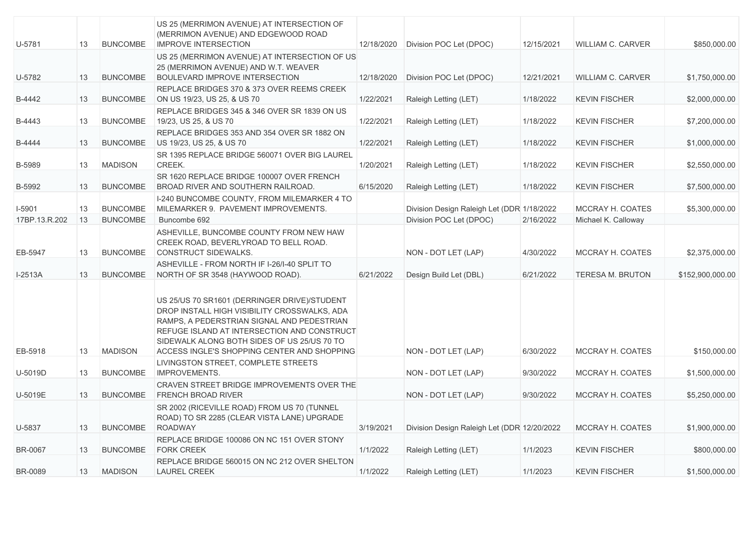| | | | | | | | | |
|---|---|---|---|---|---|---|---|---|
| U-5781 | 13 | BUNCOMBE | US 25 (MERRIMON AVENUE) AT INTERSECTION OF (MERRIMON AVENUE) AND EDGEWOOD ROAD IMPROVE INTERSECTION | 12/18/2020 | Division POC Let (DPOC) | 12/15/2021 | WILLIAM C. CARVER | $850,000.00 |
| U-5782 | 13 | BUNCOMBE | US 25 (MERRIMON AVENUE) AT INTERSECTION OF US 25 (MERRIMON AVENUE) AND W.T. WEAVER BOULEVARD IMPROVE INTERSECTION | 12/18/2020 | Division POC Let (DPOC) | 12/21/2021 | WILLIAM C. CARVER | $1,750,000.00 |
| B-4442 | 13 | BUNCOMBE | REPLACE BRIDGES 370 & 373 OVER REEMS CREEK ON US 19/23, US 25, & US 70 | 1/22/2021 | Raleigh Letting (LET) | 1/18/2022 | KEVIN FISCHER | $2,000,000.00 |
| B-4443 | 13 | BUNCOMBE | REPLACE BRIDGES 345 & 346 OVER SR 1839 ON US 19/23, US 25, & US 70 | 1/22/2021 | Raleigh Letting (LET) | 1/18/2022 | KEVIN FISCHER | $7,200,000.00 |
| B-4444 | 13 | BUNCOMBE | REPLACE BRIDGES 353 AND 354 OVER SR 1882 ON US 19/23, US 25, & US 70 | 1/22/2021 | Raleigh Letting (LET) | 1/18/2022 | KEVIN FISCHER | $1,000,000.00 |
| B-5989 | 13 | MADISON | SR 1395 REPLACE BRIDGE 560071 OVER BIG LAUREL CREEK. | 1/20/2021 | Raleigh Letting (LET) | 1/18/2022 | KEVIN FISCHER | $2,550,000.00 |
| B-5992 | 13 | BUNCOMBE | SR 1620 REPLACE BRIDGE 100007 OVER FRENCH BROAD RIVER AND SOUTHERN RAILROAD. | 6/15/2020 | Raleigh Letting (LET) | 1/18/2022 | KEVIN FISCHER | $7,500,000.00 |
| I-5901 | 13 | BUNCOMBE | I-240 BUNCOMBE COUNTY, FROM MILEMARKER 4 TO MILEMARKER 9. PAVEMENT IMPROVEMENTS. | | Division Design Raleigh Let (DDR | 1/18/2022 | MCCRAY H. COATES | $5,300,000.00 |
| 17BP.13.R.202 | 13 | BUNCOMBE | Buncombe 692 | | Division POC Let (DPOC) | 2/16/2022 | Michael K. Calloway | |
| EB-5947 | 13 | BUNCOMBE | ASHEVILLE, BUNCOMBE COUNTY FROM NEW HAW CREEK ROAD, BEVERLYROAD TO BELL ROAD. CONSTRUCT SIDEWALKS. | | NON - DOT LET (LAP) | 4/30/2022 | MCCRAY H. COATES | $2,375,000.00 |
| I-2513A | 13 | BUNCOMBE | ASHEVILLE - FROM NORTH IF I-26/I-40 SPLIT TO NORTH OF SR 3548 (HAYWOOD ROAD). | 6/21/2022 | Design Build Let (DBL) | 6/21/2022 | TERESA M. BRUTON | $152,900,000.00 |
| EB-5918 | 13 | MADISON | US 25/US 70 SR1601 (DERRINGER DRIVE)/STUDENT DROP INSTALL HIGH VISIBILITY CROSSWALKS, ADA RAMPS, A PEDERSTRIAN SIGNAL AND PEDESTRIAN REFUGE ISLAND AT INTERSECTION AND CONSTRUCT SIDEWALK ALONG BOTH SIDES OF US 25/US 70 TO ACCESS INGLE'S SHOPPING CENTER AND SHOPPING | | NON - DOT LET (LAP) | 6/30/2022 | MCCRAY H. COATES | $150,000.00 |
| U-5019D | 13 | BUNCOMBE | LIVINGSTON STREET, COMPLETE STREETS IMPROVEMENTS. | | NON - DOT LET (LAP) | 9/30/2022 | MCCRAY H. COATES | $1,500,000.00 |
| U-5019E | 13 | BUNCOMBE | CRAVEN STREET BRIDGE IMPROVEMENTS OVER THE FRENCH BROAD RIVER | | NON - DOT LET (LAP) | 9/30/2022 | MCCRAY H. COATES | $5,250,000.00 |
| U-5837 | 13 | BUNCOMBE | SR 2002 (RICEVILLE ROAD) FROM US 70 (TUNNEL ROAD) TO SR 2285 (CLEAR VISTA LANE) UPGRADE ROADWAY | 3/19/2021 | Division Design Raleigh Let (DDR | 12/20/2022 | MCCRAY H. COATES | $1,900,000.00 |
| BR-0067 | 13 | BUNCOMBE | REPLACE BRIDGE 100086 ON NC 151 OVER STONY FORK CREEK | 1/1/2022 | Raleigh Letting (LET) | 1/1/2023 | KEVIN FISCHER | $800,000.00 |
| BR-0089 | 13 | MADISON | REPLACE BRIDGE 560015 ON NC 212 OVER SHELTON LAUREL CREEK | 1/1/2022 | Raleigh Letting (LET) | 1/1/2023 | KEVIN FISCHER | $1,500,000.00 |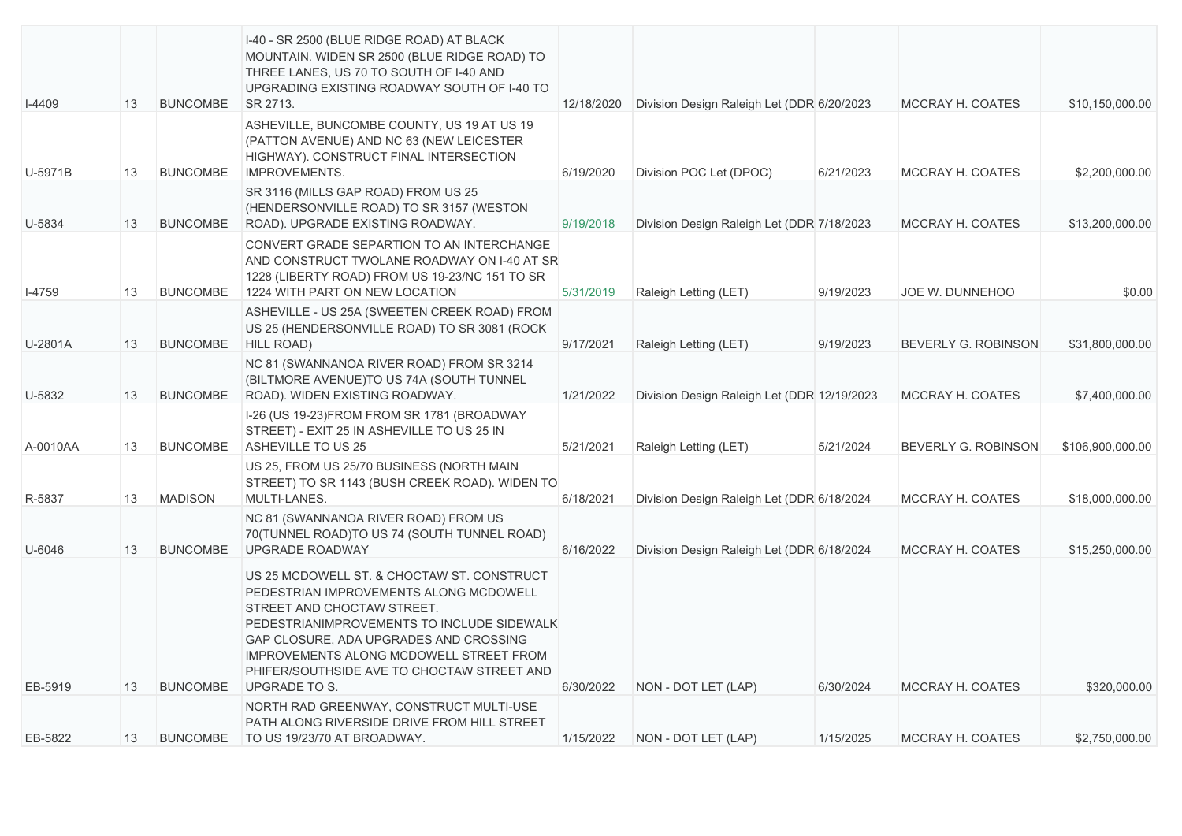| | | | | | | | | |
|---|---|---|---|---|---|---|---|---|
| I-4409 | 13 | BUNCOMBE | I-40 - SR 2500 (BLUE RIDGE ROAD) AT BLACK MOUNTAIN. WIDEN SR 2500 (BLUE RIDGE ROAD) TO THREE LANES, US 70 TO SOUTH OF I-40 AND UPGRADING EXISTING ROADWAY SOUTH OF I-40 TO SR 2713. | 12/18/2020 | Division Design Raleigh Let (DDR | 6/20/2023 | MCCRAY H. COATES | $10,150,000.00 |
| U-5971B | 13 | BUNCOMBE | ASHEVILLE, BUNCOMBE COUNTY, US 19 AT US 19 (PATTON AVENUE) AND NC 63 (NEW LEICESTER HIGHWAY). CONSTRUCT FINAL INTERSECTION IMPROVEMENTS. | 6/19/2020 | Division POC Let (DPOC) | 6/21/2023 | MCCRAY H. COATES | $2,200,000.00 |
| U-5834 | 13 | BUNCOMBE | SR 3116 (MILLS GAP ROAD) FROM US 25 (HENDERSONVILLE ROAD) TO SR 3157 (WESTON ROAD). UPGRADE EXISTING ROADWAY. | 9/19/2018 | Division Design Raleigh Let (DDR | 7/18/2023 | MCCRAY H. COATES | $13,200,000.00 |
| I-4759 | 13 | BUNCOMBE | CONVERT GRADE SEPARTION TO AN INTERCHANGE AND CONSTRUCT TWOLANE ROADWAY ON I-40 AT SR 1228 (LIBERTY ROAD) FROM US 19-23/NC 151 TO SR 1224 WITH PART ON NEW LOCATION | 5/31/2019 | Raleigh Letting (LET) | 9/19/2023 | JOE W. DUNNEHOO | $0.00 |
| U-2801A | 13 | BUNCOMBE | ASHEVILLE - US 25A (SWEETEN CREEK ROAD) FROM US 25 (HENDERSONVILLE ROAD) TO SR 3081 (ROCK HILL ROAD) | 9/17/2021 | Raleigh Letting (LET) | 9/19/2023 | BEVERLY G. ROBINSON | $31,800,000.00 |
| U-5832 | 13 | BUNCOMBE | NC 81 (SWANNANOA RIVER ROAD) FROM SR 3214 (BILTMORE AVENUE)TO US 74A (SOUTH TUNNEL ROAD). WIDEN EXISTING ROADWAY. | 1/21/2022 | Division Design Raleigh Let (DDR | 12/19/2023 | MCCRAY H. COATES | $7,400,000.00 |
| A-0010AA | 13 | BUNCOMBE | I-26 (US 19-23)FROM FROM SR 1781 (BROADWAY STREET) - EXIT 25 IN ASHEVILLE TO US 25 IN ASHEVILLE TO US 25 | 5/21/2021 | Raleigh Letting (LET) | 5/21/2024 | BEVERLY G. ROBINSON | $106,900,000.00 |
| R-5837 | 13 | MADISON | US 25, FROM US 25/70 BUSINESS (NORTH MAIN STREET) TO SR 1143 (BUSH CREEK ROAD). WIDEN TO MULTI-LANES. | 6/18/2021 | Division Design Raleigh Let (DDR | 6/18/2024 | MCCRAY H. COATES | $18,000,000.00 |
| U-6046 | 13 | BUNCOMBE | NC 81 (SWANNANOA RIVER ROAD) FROM US 70(TUNNEL ROAD)TO US 74 (SOUTH TUNNEL ROAD) UPGRADE ROADWAY | 6/16/2022 | Division Design Raleigh Let (DDR | 6/18/2024 | MCCRAY H. COATES | $15,250,000.00 |
| EB-5919 | 13 | BUNCOMBE | US 25 MCDOWELL ST. & CHOCTAW ST. CONSTRUCT PEDESTRIAN IMPROVEMENTS ALONG MCDOWELL STREET AND CHOCTAW STREET. PEDESTRIANIMPROVEMENTS TO INCLUDE SIDEWALK GAP CLOSURE, ADA UPGRADES AND CROSSING IMPROVEMENTS ALONG MCDOWELL STREET FROM PHIFER/SOUTHSIDE AVE TO CHOCTAW STREET AND UPGRADE TO S. | 6/30/2022 | NON - DOT LET (LAP) | 6/30/2024 | MCCRAY H. COATES | $320,000.00 |
| EB-5822 | 13 | BUNCOMBE | NORTH RAD GREENWAY, CONSTRUCT MULTI-USE PATH ALONG RIVERSIDE DRIVE FROM HILL STREET TO US 19/23/70 AT BROADWAY. | 1/15/2022 | NON - DOT LET (LAP) | 1/15/2025 | MCCRAY H. COATES | $2,750,000.00 |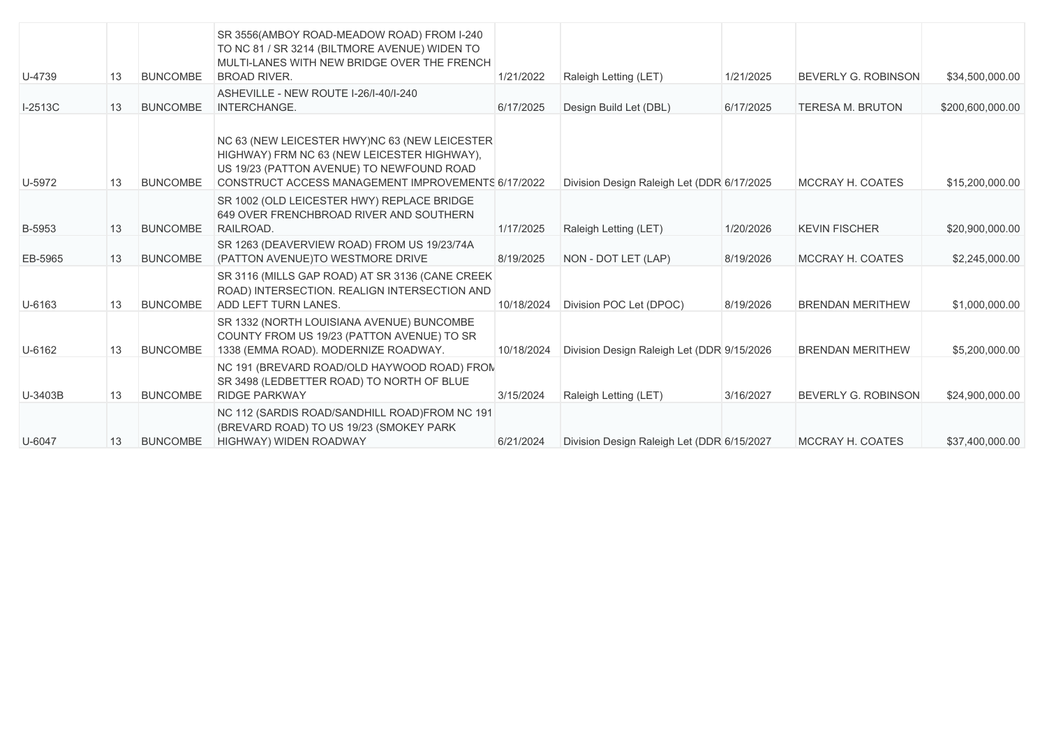| | | | | | | | | |
|---|---|---|---|---|---|---|---|---|
| U-4739 | 13 | BUNCOMBE | SR 3556(AMBOY ROAD-MEADOW ROAD) FROM I-240 TO NC 81 / SR 3214 (BILTMORE AVENUE) WIDEN TO MULTI-LANES WITH NEW BRIDGE OVER THE FRENCH BROAD RIVER. | 1/21/2022 | Raleigh Letting (LET) | 1/21/2025 | BEVERLY G. ROBINSON | $34,500,000.00 |
| I-2513C | 13 | BUNCOMBE | ASHEVILLE - NEW ROUTE I-26/I-40/I-240 INTERCHANGE. | 6/17/2025 | Design Build Let (DBL) | 6/17/2025 | TERESA M. BRUTON | $200,600,000.00 |
| U-5972 | 13 | BUNCOMBE | NC 63 (NEW LEICESTER HWY)NC 63 (NEW LEICESTER HIGHWAY) FRM NC 63 (NEW LEICESTER HIGHWAY), US 19/23 (PATTON AVENUE) TO NEWFOUND ROAD CONSTRUCT ACCESS MANAGEMENT IMPROVEMENTS | 6/17/2022 | Division Design Raleigh Let (DDR | 6/17/2025 | MCCRAY H. COATES | $15,200,000.00 |
| B-5953 | 13 | BUNCOMBE | SR 1002 (OLD LEICESTER HWY) REPLACE BRIDGE 649 OVER FRENCHBROAD RIVER AND SOUTHERN RAILROAD. | 1/17/2025 | Raleigh Letting (LET) | 1/20/2026 | KEVIN FISCHER | $20,900,000.00 |
| EB-5965 | 13 | BUNCOMBE | SR 1263 (DEAVERVIEW ROAD) FROM US 19/23/74A (PATTON AVENUE)TO WESTMORE DRIVE | 8/19/2025 | NON - DOT LET (LAP) | 8/19/2026 | MCCRAY H. COATES | $2,245,000.00 |
| U-6163 | 13 | BUNCOMBE | SR 3116 (MILLS GAP ROAD) AT SR 3136 (CANE CREEK ROAD) INTERSECTION. REALIGN INTERSECTION AND ADD LEFT TURN LANES. | 10/18/2024 | Division POC Let (DPOC) | 8/19/2026 | BRENDAN MERITHEW | $1,000,000.00 |
| U-6162 | 13 | BUNCOMBE | SR 1332 (NORTH LOUISIANA AVENUE) BUNCOMBE COUNTY FROM US 19/23 (PATTON AVENUE) TO SR 1338 (EMMA ROAD). MODERNIZE ROADWAY. | 10/18/2024 | Division Design Raleigh Let (DDR | 9/15/2026 | BRENDAN MERITHEW | $5,200,000.00 |
| U-3403B | 13 | BUNCOMBE | NC 191 (BREVARD ROAD/OLD HAYWOOD ROAD) FROM SR 3498 (LEDBETTER ROAD) TO NORTH OF BLUE RIDGE PARKWAY | 3/15/2024 | Raleigh Letting (LET) | 3/16/2027 | BEVERLY G. ROBINSON | $24,900,000.00 |
| U-6047 | 13 | BUNCOMBE | NC 112 (SARDIS ROAD/SANDHILL ROAD)FROM NC 191 (BREVARD ROAD) TO US 19/23 (SMOKEY PARK HIGHWAY) WIDEN ROADWAY | 6/21/2024 | Division Design Raleigh Let (DDR | 6/15/2027 | MCCRAY H. COATES | $37,400,000.00 |